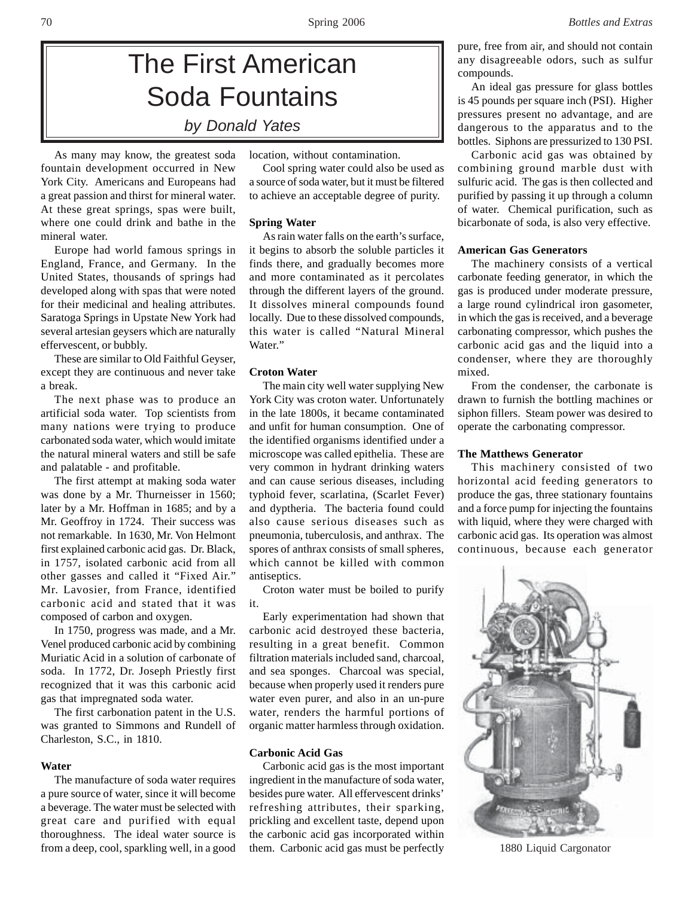# The First American Soda Fountains

*by Donald Yates*

As many may know, the greatest soda fountain development occurred in New York City. Americans and Europeans had a great passion and thirst for mineral water. At these great springs, spas were built, where one could drink and bathe in the mineral water.

Europe had world famous springs in England, France, and Germany. In the United States, thousands of springs had developed along with spas that were noted for their medicinal and healing attributes. Saratoga Springs in Upstate New York had several artesian geysers which are naturally effervescent, or bubbly.

These are similar to Old Faithful Geyser, except they are continuous and never take a break.

The next phase was to produce an artificial soda water. Top scientists from many nations were trying to produce carbonated soda water, which would imitate the natural mineral waters and still be safe and palatable - and profitable.

The first attempt at making soda water was done by a Mr. Thurneisser in 1560; later by a Mr. Hoffman in 1685; and by a Mr. Geoffroy in 1724. Their success was not remarkable. In 1630, Mr. Von Helmont first explained carbonic acid gas. Dr. Black, in 1757, isolated carbonic acid from all other gasses and called it "Fixed Air." Mr. Lavosier, from France, identified carbonic acid and stated that it was composed of carbon and oxygen.

In 1750, progress was made, and a Mr. Venel produced carbonic acid by combining Muriatic Acid in a solution of carbonate of soda. In 1772, Dr. Joseph Priestly first recognized that it was this carbonic acid gas that impregnated soda water.

The first carbonation patent in the U.S. was granted to Simmons and Rundell of Charleston, S.C., in 1810.

### Water

The manufacture of soda water requires a pure source of water, since it will become a beverage. The water must be selected with great care and purified with equal thoroughness. The ideal water source is from a deep, cool, sparkling well, in a good location, without contamination.

Cool spring water could also be used as a source of soda water, but it must be filtered to achieve an acceptable degree of purity.

### Spring Water

As rain water falls on the earth's surface, it begins to absorb the soluble particles it finds there, and gradually becomes more and more contaminated as it percolates through the different layers of the ground. It dissolves mineral compounds found locally. Due to these dissolved compounds, this water is called "Natural Mineral Water."

### Croton Water

The main city well water supplying New York City was croton water. Unfortunately in the late 1800s, it became contaminated and unfit for human consumption. One of the identified organisms identified under a microscope was called epithelia. These are very common in hydrant drinking waters and can cause serious diseases, including typhoid fever, scarlatina, (Scarlet Fever) and dyptheria. The bacteria found could also cause serious diseases such as pneumonia, tuberculosis, and anthrax. The spores of anthrax consists of small spheres, which cannot be killed with common antiseptics.

Croton water must be boiled to purify it.

Early experimentation had shown that carbonic acid destroyed these bacteria, resulting in a great benefit. Common filtration materials included sand, charcoal, and sea sponges. Charcoal was special, because when properly used it renders pure water even purer, and also in an un-pure water, renders the harmful portions of organic matter harmless through oxidation.

### Carbonic Acid Gas

Carbonic acid gas is the most important ingredient in the manufacture of soda water, besides pure water. All effervescent drinks' refreshing attributes, their sparking, prickling and excellent taste, depend upon the carbonic acid gas incorporated within them. Carbonic acid gas must be perfectly pure, free from air, and should not contain any disagreeable odors, such as sulfur compounds.

An ideal gas pressure for glass bottles is 45 pounds per square inch (PSI). Higher pressures present no advantage, and are dangerous to the apparatus and to the bottles. Siphons are pressurized to 130 PSI.

Carbonic acid gas was obtained by combining ground marble dust with sulfuric acid. The gas is then collected and purified by passing it up through a column of water. Chemical purification, such as bicarbonate of soda, is also very effective.

### American Gas Generators

The machinery consists of a vertical carbonate feeding generator, in which the gas is produced under moderate pressure, a large round cylindrical iron gasometer, in which the gas is received, and a beverage carbonating compressor, which pushes the carbonic acid gas and the liquid into a condenser, where they are thoroughly mixed.

From the condenser, the carbonate is drawn to furnish the bottling machines or siphon fillers. Steam power was desired to operate the carbonating compressor.

### The Matthews Generator

This machinery consisted of two horizontal acid feeding generators to produce the gas, three stationary fountains and a force pump for injecting the fountains with liquid, where they were charged with carbonic acid gas. Its operation was almost continuous, because each generator

1880 Liquid Cargonator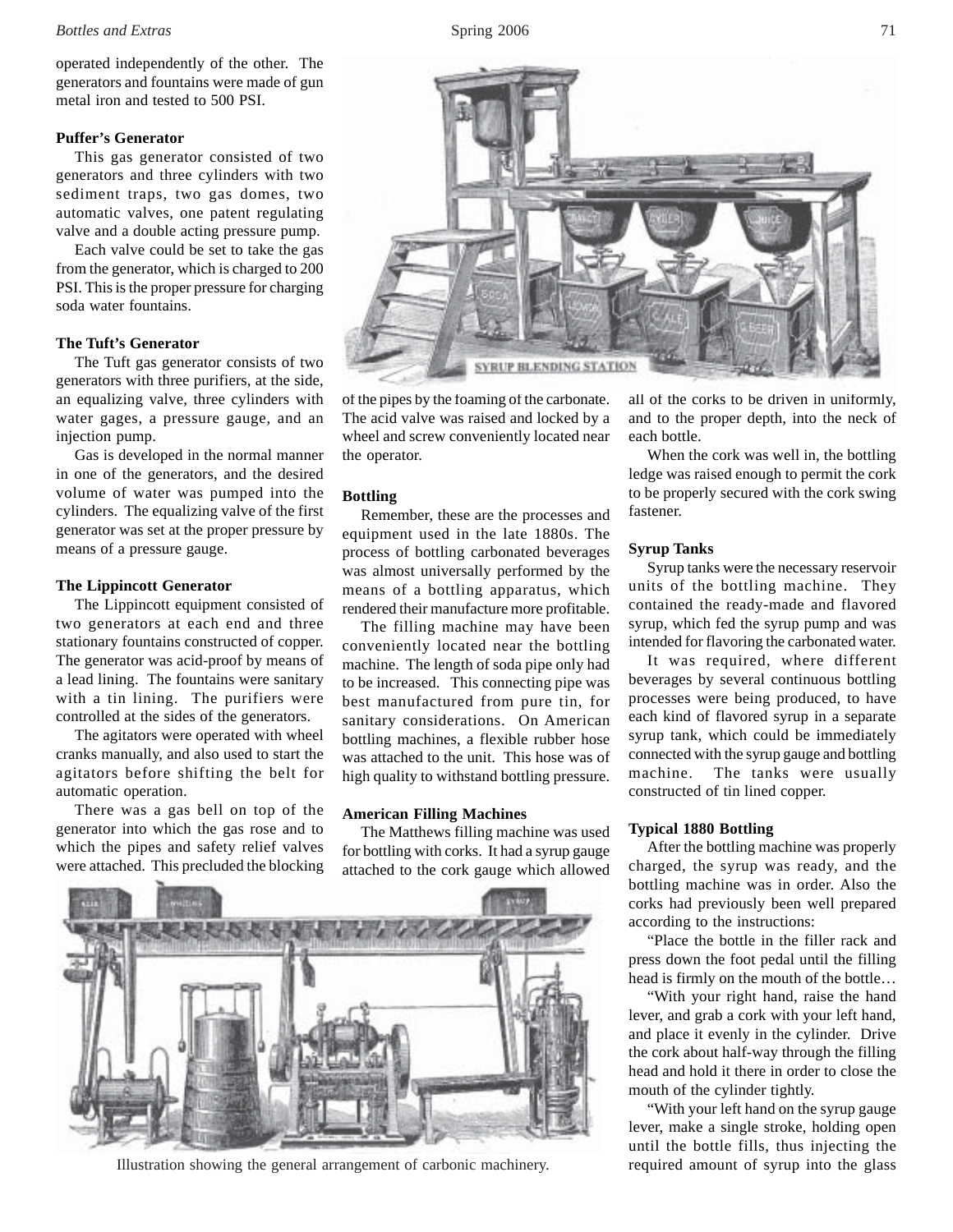operated independently of the other. The generators and fountains were made of gun metal iron and tested to 500 PSI.

**Puffer's Generator**

This gas generator consisted of two generators and three cylinders with two sediment traps, two gas domes, two automatic valves, one patent regulating valve and a double acting pressure pump.

Each valve could be set to take the gas from the generator, which is charged to 200 PSI. This is the proper pressure for charging soda water fountains.

**The Tuft's Generator**

The Tuft gas generator consists of two generators with three purifiers, at the side, an equalizing valve, three cylinders with water gages, a pressure gauge, and an injection pump.

Gas is developed in the normal manner in one of the generators, and the desired volume of water was pumped into the cylinders. The equalizing valve of the first generator was set at the proper pressure by means of a pressure gauge.

**The Lippincott Generator**

The Lippincott equipment consisted of two generators at each end and three stationary fountains constructed of copper. The generator was acid-proof by means of a lead lining. The fountains were sanitary with a tin lining. The purifiers were controlled at the sides of the generators.

The agitators were operated with wheel cranks manually, and also used to start the agitators before shifting the belt for automatic operation.

There was a gas bell on top of the generator into which the gas rose and to which the pipes and safety relief valves were attached. This precluded the blocking of the pipes by the foaming of the carbonate. The acid valve was raised and locked by a wheel and screw conveniently located near the operator.

SYRUP BLENDING STATION

**Bottling**

Remember, these are the processes and equipment used in the late 1880s. The process of bottling carbonated beverages was almost universally performed by the means of a bottling apparatus, which rendered their manufacture more profitable.

The filling machine may have been conveniently located near the bottling machine. The length of soda pipe only had to be increased. This connecting pipe was best manufactured from pure tin, for sanitary considerations. On American bottling machines, a flexible rubber hose was attached to the unit. This hose was of high quality to withstand bottling pressure.

**American Filling Machines**

The Matthews filling machine was used for bottling with corks. It had a syrup gauge attached to the cork gauge which allowed all of the corks to be driven in uniformly, and to the proper depth, into the neck of each bottle.

When the cork was well in, the bottling ledge was raised enough to permit the cork to be properly secured with the cork swing fastener.

**Syrup Tanks**

Syrup tanks were the necessary reservoir units of the bottling machine. They contained the ready-made and flavored syrup, which fed the syrup pump and was intended for flavoring the carbonated water.

It was required, where different beverages by several continuous bottling processes were being produced, to have each kind of flavored syrup in a separate syrup tank, which could be immediately connected with the syrup gauge and bottling machine. The tanks were usually constructed of tin lined copper.

**Typical 1880 Bottling**

After the bottling machine was properly charged, the syrup was ready, and the bottling machine was in order. Also the corks had previously been well prepared according to the instructions:

"Place the bottle in the filler rack and press down the foot pedal until the filling head is firmly on the mouth of the bottle…

"With your right hand, raise the hand lever, and grab a cork with your left hand, and place it evenly in the cylinder. Drive the cork about half-way through the filling head and hold it there in order to close the mouth of the cylinder tightly.

"With your left hand on the syrup gauge lever, make a single stroke, holding open until the bottle fills, thus injecting the required amount of syrup into the glass

Illustration showing the general arrangement of carbonic machinery.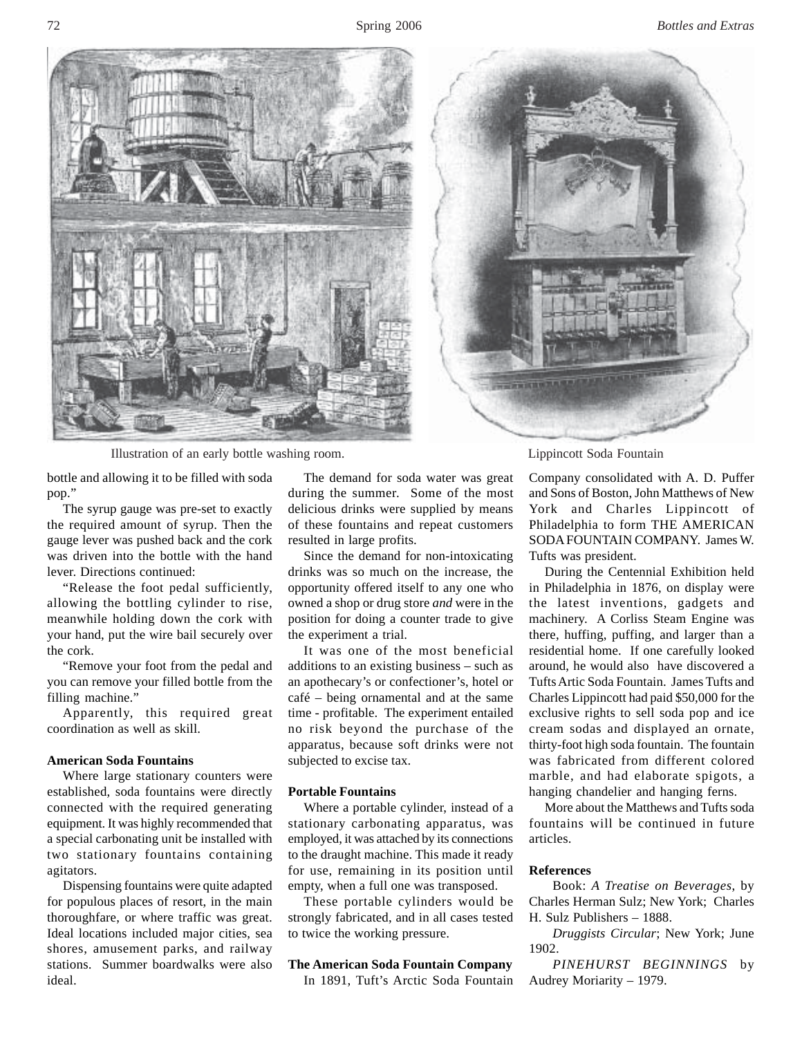Illustration of an early bottle washing room.

Lippincott Soda Fountain

bottle and allowing it to be filled with soda pop."

The syrup gauge was pre-set to exactly the required amount of syrup. Then the gauge lever was pushed back and the cork was driven into the bottle with the hand lever. Directions continued:

"Release the foot pedal sufficiently, allowing the bottling cylinder to rise, meanwhile holding down the cork with your hand, put the wire bail securely over the cork.

"Remove your foot from the pedal and you can remove your filled bottle from the filling machine."

Apparently, this required great coordination as well as skill.

**American Soda Fountains**

Where large stationary counters were established, soda fountains were directly connected with the required generating equipment. It was highly recommended that a special carbonating unit be installed with two stationary fountains containing agitators.

Dispensing fountains were quite adapted for populous places of resort, in the main thoroughfare, or where traffic was great. Ideal locations included major cities, sea shores, amusement parks, and railway stations. Summer boardwalks were also ideal.

The demand for soda water was great during the summer. Some of the most delicious drinks were supplied by means of these fountains and repeat customers resulted in large profits.

Since the demand for non-intoxicating drinks was so much on the increase, the opportunity offered itself to any one who owned a shop or drug store *and* were in the position for doing a counter trade to give the experiment a trial.

It was one of the most beneficial additions to an existing business – such as an apothecary's or confectioner's, hotel or café – being ornamental and at the same time - profitable. The experiment entailed no risk beyond the purchase of the apparatus, because soft drinks were not subjected to excise tax.

**Portable Fountains**

Where a portable cylinder, instead of a stationary carbonating apparatus, was employed, it was attached by its connections to the draught machine. This made it ready for use, remaining in its position until empty, when a full one was transposed.

These portable cylinders would be strongly fabricated, and in all cases tested to twice the working pressure.

**The American Soda Fountain Company**

In 1891, Tuft's Arctic Soda Fountain Company consolidated with A. D. Puffer and Sons of Boston, John Matthews of New York and Charles Lippincott of Philadelphia to form THE AMERICAN SODA FOUNTAIN COMPANY. James W. Tufts was president.

During the Centennial Exhibition held in Philadelphia in 1876, on display were the latest inventions, gadgets and machinery. A Corliss Steam Engine was there, huffing, puffing, and larger than a residential home. If one carefully looked around, he would also have discovered a Tufts Artic Soda Fountain. James Tufts and Charles Lippincott had paid $50,000 for the exclusive rights to sell soda pop and ice cream sodas and displayed an ornate, thirty-foot high soda fountain. The fountain was fabricated from different colored marble, and had elaborate spigots, a hanging chandelier and hanging ferns.

More about the Matthews and Tufts soda fountains will be continued in future articles.

**References**

Book: *A Treatise on Beverages*, by Charles Herman Sulz; New York; Charles H. Sulz Publishers – 1888.

*Druggists Circular*; New York; June 1902.

*PINEHURST BEGINNINGS* by Audrey Moriarity – 1979.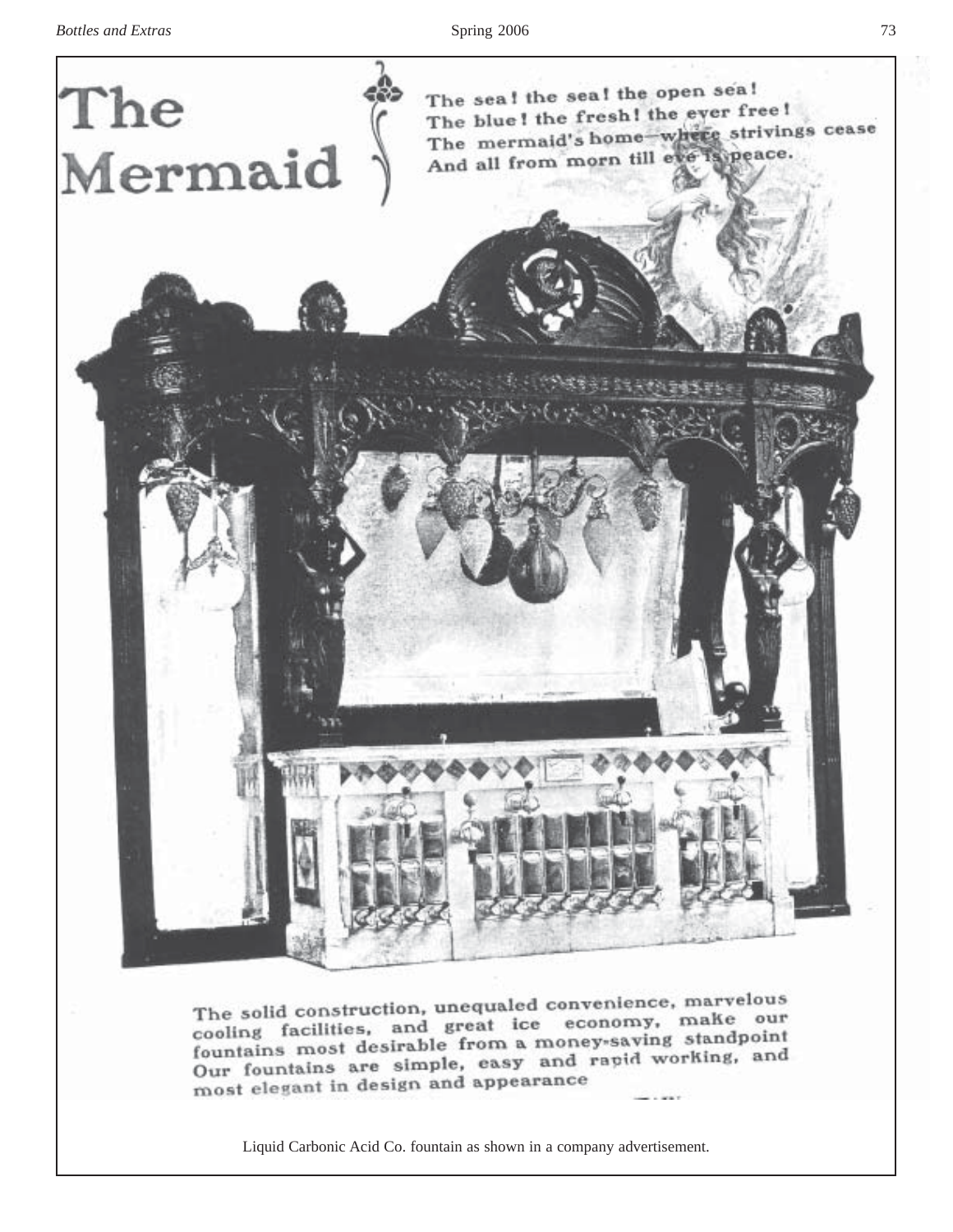# The Mermaid

The sea! the sea! the open sea!
The blue! the fresh! the ever free!
The mermaid's home—where strivings cease
And all from morn till eve is peace.

The solid construction, unequaled convenience, marvelous cooling facilities, and great ice economy, make our fountains most desirable from a money-saving standpoint Our fountains are simple, easy and rapid working, and most elegant in design and appearance

Liquid Carbonic Acid Co. fountain as shown in a company advertisement.